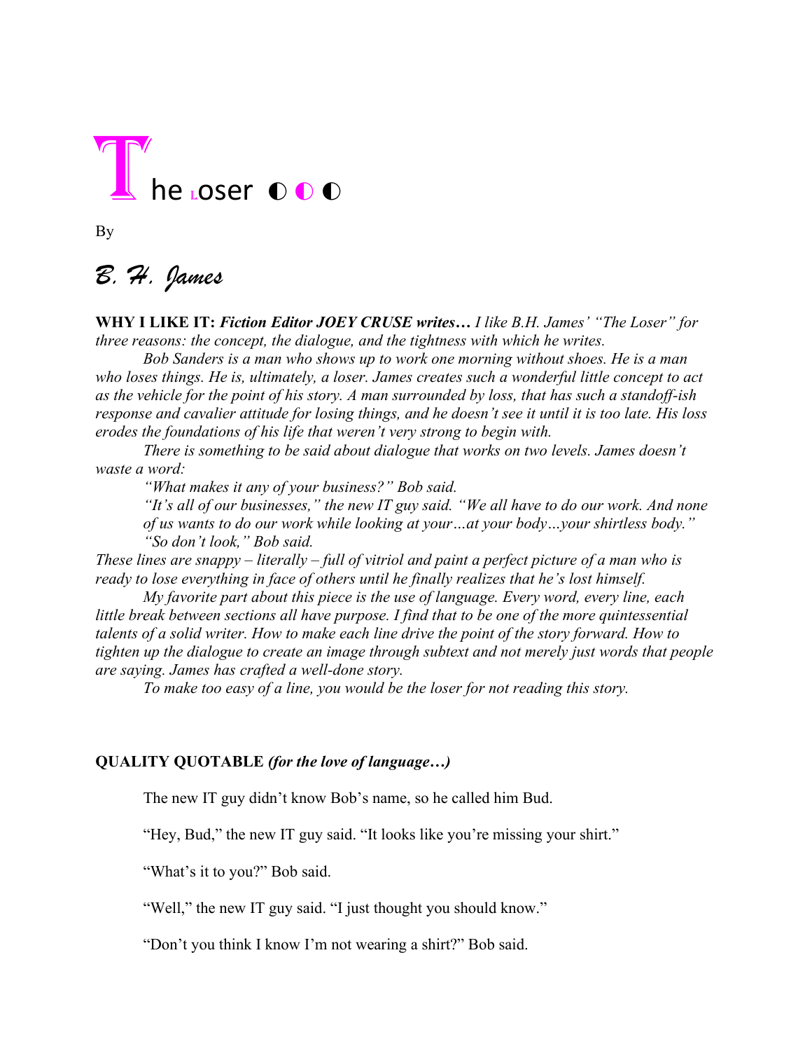# The Loser ◐ ◐ ◐

By

*B. H. James*

**WHY I LIKE IT:** ***Fiction Editor JOEY CRUSE writes…*** *I like B.H. James' "The Loser" for three reasons: the concept, the dialogue, and the tightness with which he writes.*

*Bob Sanders is a man who shows up to work one morning without shoes. He is a man who loses things. He is, ultimately, a loser. James creates such a wonderful little concept to act as the vehicle for the point of his story. A man surrounded by loss, that has such a standoff-ish response and cavalier attitude for losing things, and he doesn't see it until it is too late. His loss erodes the foundations of his life that weren't very strong to begin with.*

*There is something to be said about dialogue that works on two levels. James doesn't waste a word:*

> *"What makes it any of your business?" Bob said.*
>
> *"It's all of our businesses," the new IT guy said. "We all have to do our work. And none of us wants to do our work while looking at your…at your body…your shirtless body."*
>
> *"So don't look," Bob said.*

*These lines are snappy – literally – full of vitriol and paint a perfect picture of a man who is ready to lose everything in face of others until he finally realizes that he's lost himself.*

*My favorite part about this piece is the use of language. Every word, every line, each little break between sections all have purpose. I find that to be one of the more quintessential talents of a solid writer. How to make each line drive the point of the story forward. How to tighten up the dialogue to create an image through subtext and not merely just words that people are saying. James has crafted a well-done story.*

*To make too easy of a line, you would be the loser for not reading this story.*

**QUALITY QUOTABLE** ***(for the love of language…)***

The new IT guy didn't know Bob's name, so he called him Bud.

"Hey, Bud," the new IT guy said. "It looks like you're missing your shirt."

"What's it to you?" Bob said.

"Well," the new IT guy said. "I just thought you should know."

"Don't you think I know I'm not wearing a shirt?" Bob said.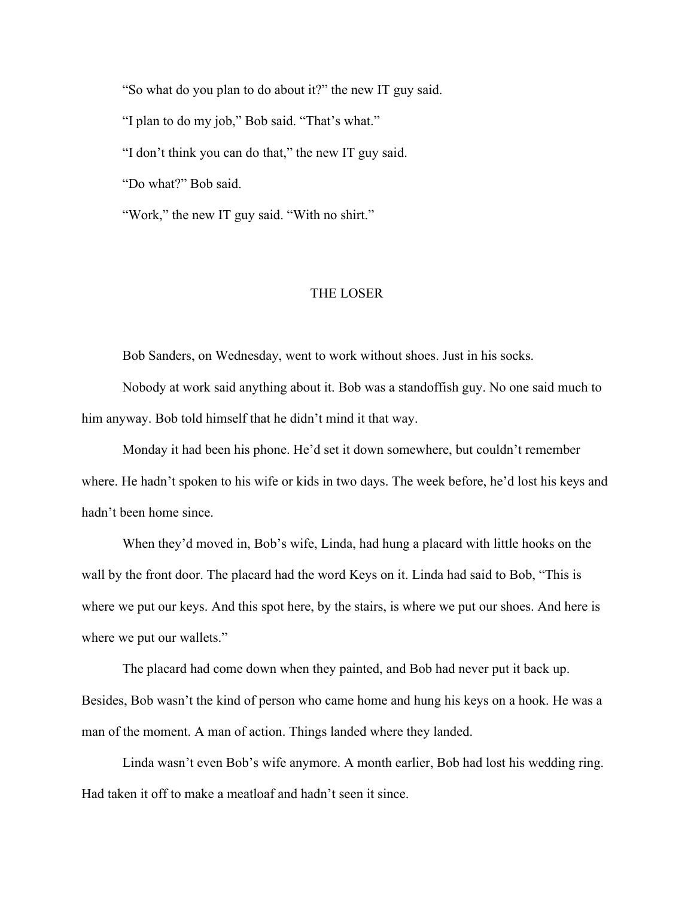"So what do you plan to do about it?" the new IT guy said.

"I plan to do my job," Bob said. "That's what."

"I don't think you can do that," the new IT guy said.

"Do what?" Bob said.

"Work," the new IT guy said. "With no shirt."

## THE LOSER

Bob Sanders, on Wednesday, went to work without shoes. Just in his socks.

Nobody at work said anything about it. Bob was a standoffish guy. No one said much to him anyway. Bob told himself that he didn't mind it that way.

Monday it had been his phone. He'd set it down somewhere, but couldn't remember where. He hadn't spoken to his wife or kids in two days. The week before, he'd lost his keys and hadn't been home since.

When they'd moved in, Bob's wife, Linda, had hung a placard with little hooks on the wall by the front door. The placard had the word Keys on it. Linda had said to Bob, "This is where we put our keys. And this spot here, by the stairs, is where we put our shoes. And here is where we put our wallets."

The placard had come down when they painted, and Bob had never put it back up. Besides, Bob wasn't the kind of person who came home and hung his keys on a hook. He was a man of the moment. A man of action. Things landed where they landed.

Linda wasn't even Bob's wife anymore. A month earlier, Bob had lost his wedding ring. Had taken it off to make a meatloaf and hadn't seen it since.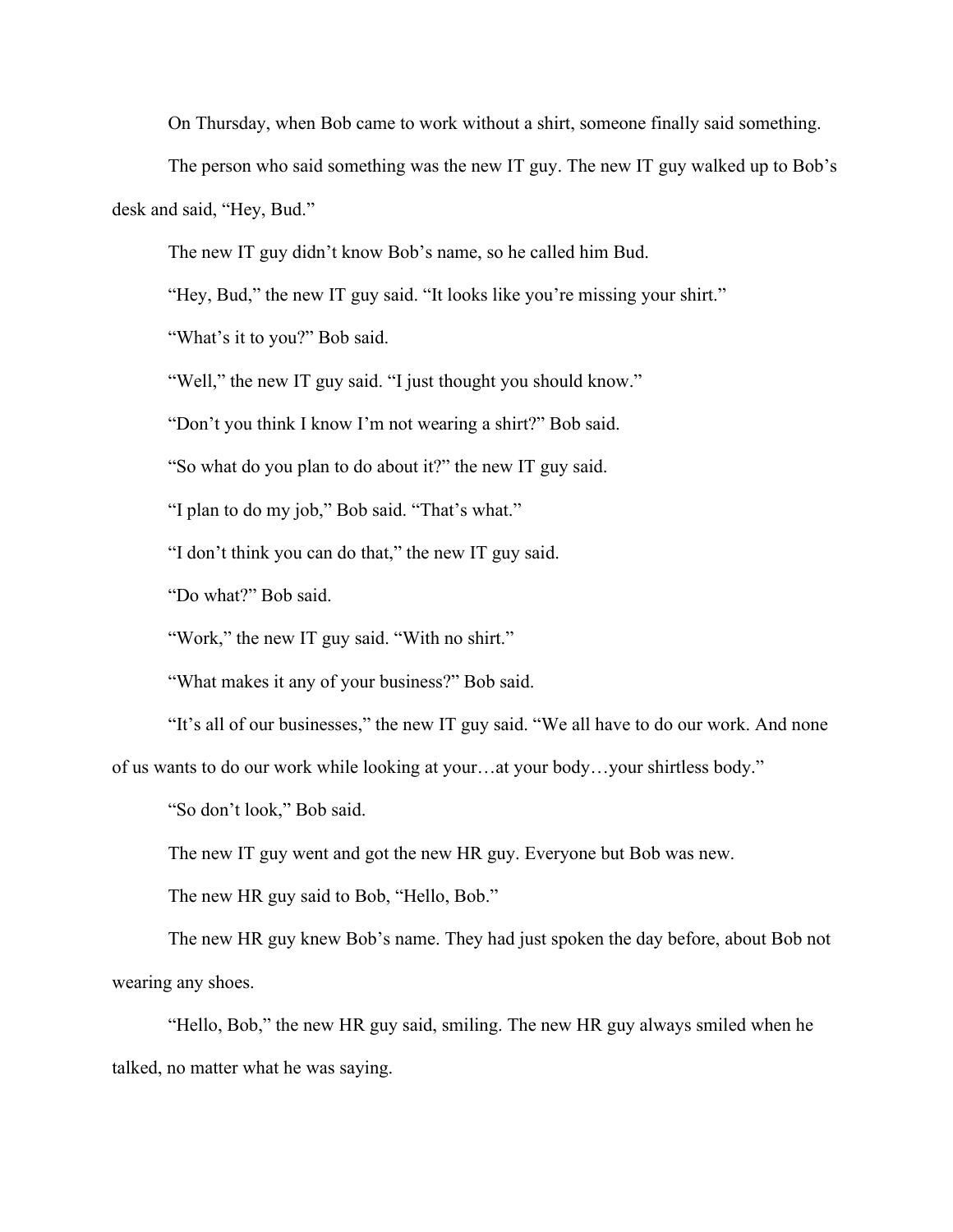On Thursday, when Bob came to work without a shirt, someone finally said something.

The person who said something was the new IT guy. The new IT guy walked up to Bob's desk and said, "Hey, Bud."

The new IT guy didn't know Bob's name, so he called him Bud.

"Hey, Bud," the new IT guy said. "It looks like you're missing your shirt."

"What's it to you?" Bob said.

"Well," the new IT guy said. "I just thought you should know."

"Don't you think I know I'm not wearing a shirt?" Bob said.

"So what do you plan to do about it?" the new IT guy said.

"I plan to do my job," Bob said. "That's what."

"I don't think you can do that," the new IT guy said.

"Do what?" Bob said.

"Work," the new IT guy said. "With no shirt."

"What makes it any of your business?" Bob said.

"It's all of our businesses," the new IT guy said. "We all have to do our work. And none of us wants to do our work while looking at your…at your body…your shirtless body."

"So don't look," Bob said.

The new IT guy went and got the new HR guy. Everyone but Bob was new.

The new HR guy said to Bob, "Hello, Bob."

The new HR guy knew Bob's name. They had just spoken the day before, about Bob not wearing any shoes.

"Hello, Bob," the new HR guy said, smiling. The new HR guy always smiled when he talked, no matter what he was saying.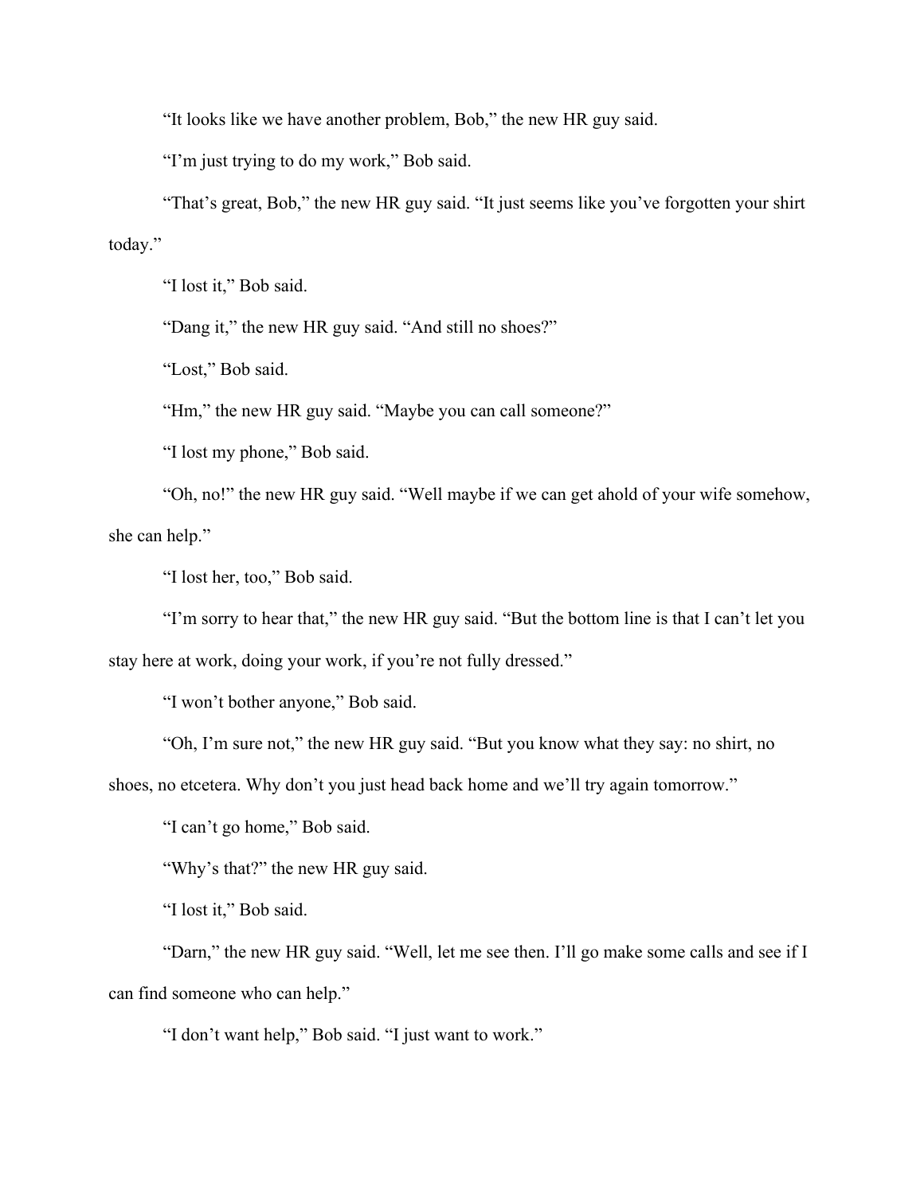"It looks like we have another problem, Bob," the new HR guy said.

"I'm just trying to do my work," Bob said.

"That's great, Bob," the new HR guy said. "It just seems like you've forgotten your shirt today."

"I lost it," Bob said.

"Dang it," the new HR guy said. "And still no shoes?"

"Lost," Bob said.

"Hm," the new HR guy said. "Maybe you can call someone?"

"I lost my phone," Bob said.

"Oh, no!" the new HR guy said. "Well maybe if we can get ahold of your wife somehow, she can help."

"I lost her, too," Bob said.

"I'm sorry to hear that," the new HR guy said. "But the bottom line is that I can't let you stay here at work, doing your work, if you're not fully dressed."

"I won't bother anyone," Bob said.

"Oh, I'm sure not," the new HR guy said. "But you know what they say: no shirt, no shoes, no etcetera. Why don't you just head back home and we'll try again tomorrow."

"I can't go home," Bob said.

"Why's that?" the new HR guy said.

"I lost it," Bob said.

"Darn," the new HR guy said. "Well, let me see then. I'll go make some calls and see if I can find someone who can help."

"I don't want help," Bob said. "I just want to work."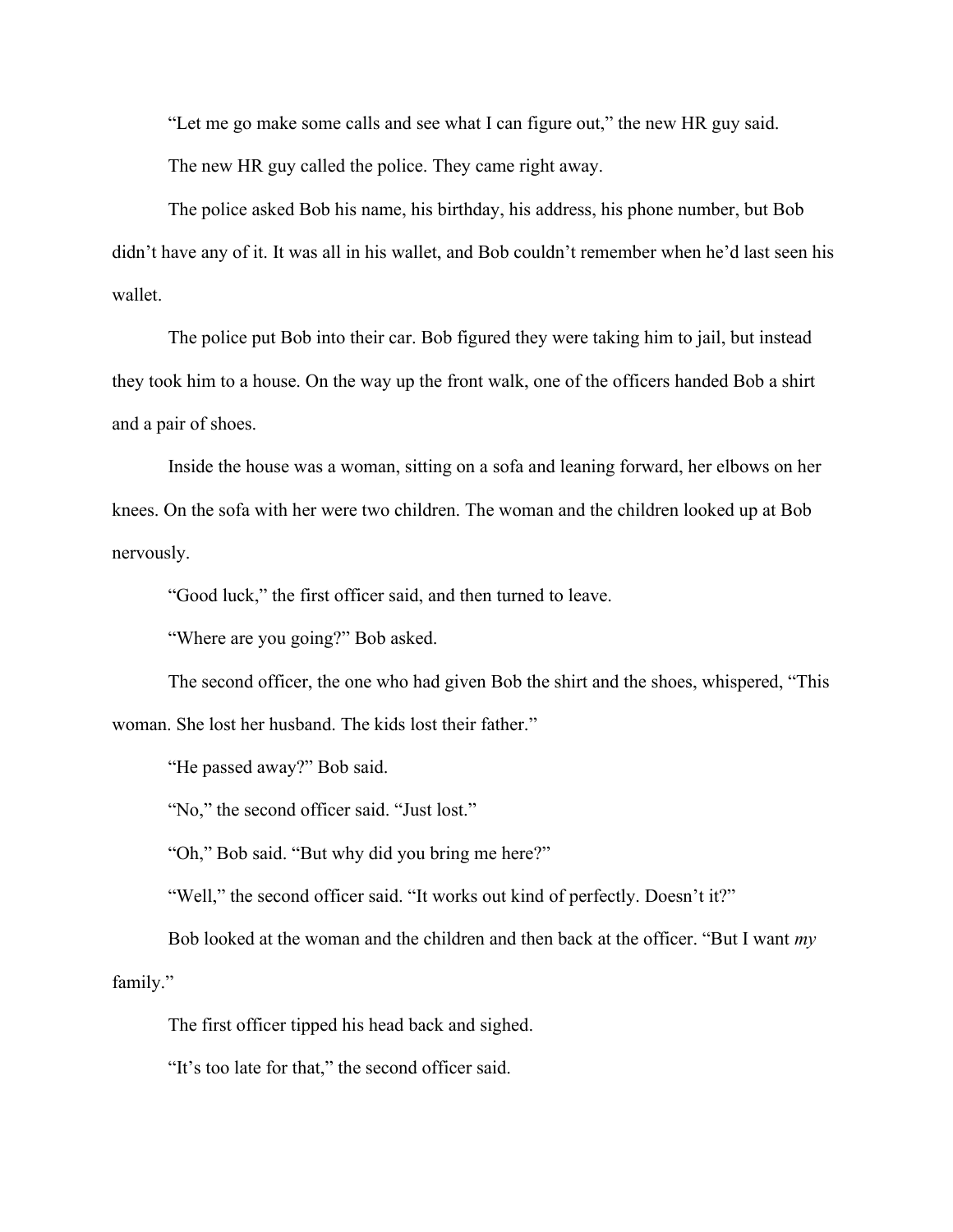"Let me go make some calls and see what I can figure out," the new HR guy said.

The new HR guy called the police. They came right away.

The police asked Bob his name, his birthday, his address, his phone number, but Bob didn't have any of it. It was all in his wallet, and Bob couldn't remember when he'd last seen his wallet.

The police put Bob into their car. Bob figured they were taking him to jail, but instead they took him to a house. On the way up the front walk, one of the officers handed Bob a shirt and a pair of shoes.

Inside the house was a woman, sitting on a sofa and leaning forward, her elbows on her knees. On the sofa with her were two children. The woman and the children looked up at Bob nervously.

"Good luck," the first officer said, and then turned to leave.

"Where are you going?" Bob asked.

The second officer, the one who had given Bob the shirt and the shoes, whispered, "This woman. She lost her husband. The kids lost their father."

"He passed away?" Bob said.

"No," the second officer said. "Just lost."

"Oh," Bob said. "But why did you bring me here?"

"Well," the second officer said. "It works out kind of perfectly. Doesn't it?"

Bob looked at the woman and the children and then back at the officer. "But I want *my* family."

The first officer tipped his head back and sighed.

"It's too late for that," the second officer said.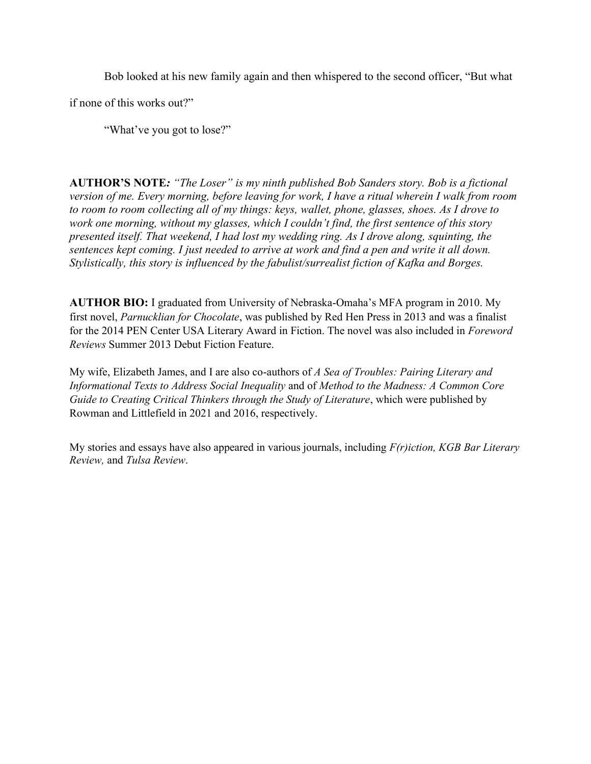Bob looked at his new family again and then whispered to the second officer, "But what if none of this works out?"

"What've you got to lose?"

**AUTHOR'S NOTE***: "The Loser" is my ninth published Bob Sanders story. Bob is a fictional version of me. Every morning, before leaving for work, I have a ritual wherein I walk from room to room to room collecting all of my things: keys, wallet, phone, glasses, shoes. As I drove to work one morning, without my glasses, which I couldn't find, the first sentence of this story presented itself. That weekend, I had lost my wedding ring. As I drove along, squinting, the sentences kept coming. I just needed to arrive at work and find a pen and write it all down. Stylistically, this story is influenced by the fabulist/surrealist fiction of Kafka and Borges.*

**AUTHOR BIO:** I graduated from University of Nebraska-Omaha's MFA program in 2010. My first novel, *Parnucklian for Chocolate*, was published by Red Hen Press in 2013 and was a finalist for the 2014 PEN Center USA Literary Award in Fiction. The novel was also included in *Foreword Reviews* Summer 2013 Debut Fiction Feature.

My wife, Elizabeth James, and I are also co-authors of *A Sea of Troubles: Pairing Literary and Informational Texts to Address Social Inequality* and of *Method to the Madness: A Common Core Guide to Creating Critical Thinkers through the Study of Literature*, which were published by Rowman and Littlefield in 2021 and 2016, respectively.

My stories and essays have also appeared in various journals, including *F(r)iction, KGB Bar Literary Review,* and *Tulsa Review*.